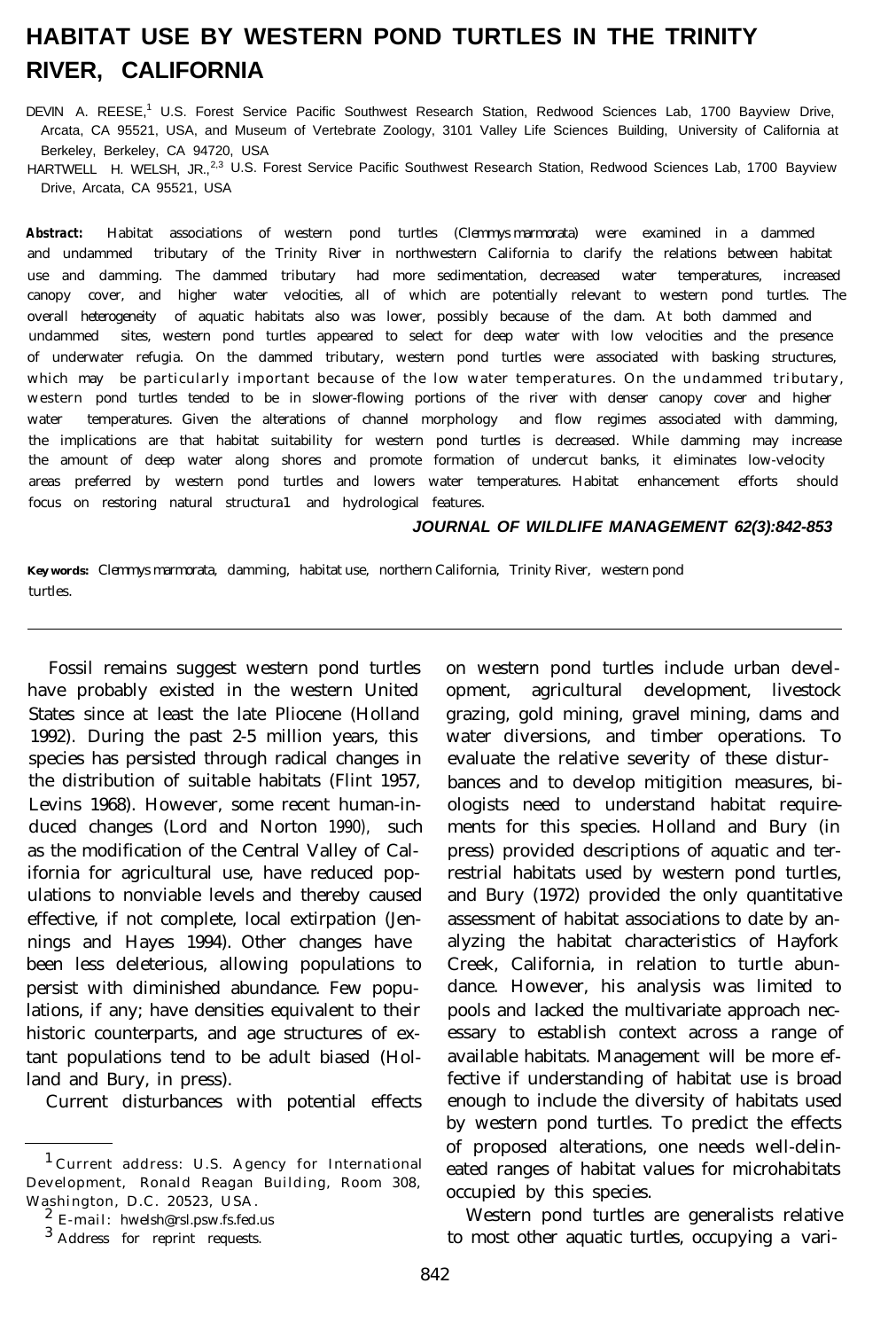# HABITAT USE BY WESTERN POND TURTLES IN THE TRINITY RIVER, CALIFORNIA

DEVIN A. REESE,[1] U.S. Forest Service Pacific Southwest Research Station, Redwood Sciences Lab, 1700 Bayview Drive, Arcata, CA 95521, USA, and Museum of Vertebrate Zoology, 3101 Valley Life Sciences Building, University of California at Berkeley, Berkeley, CA 94720, USA

HARTWELL H. WELSH, JR.,[2,3] U.S. Forest Service Pacific Southwest Research Station, Redwood Sciences Lab, 1700 Bayview Drive, Arcata, CA 95521, USA

***Abstract:*** Habitat associations of western pond turtles (*Clemmys marmorata*) were examined in a dammed and undammed tributary of the Trinity River in northwestern California to clarify the relations between habitat use and damming. The dammed tributary had more sedimentation, decreased water temperatures, increased canopy cover, and higher water velocities, all of which are potentially relevant to western pond turtles. The overall heterogeneity of aquatic habitats also was lower, possibly because of the dam. At both dammed and undammed sites, western pond turtles appeared to select for deep water with low velocities and the presence of underwater refugia. On the dammed tributary, western pond turtles were associated with basking structures, which may be particularly important because of the low water temperatures. On the undammed tributary, western pond turtles tended to be in slower-flowing portions of the river with denser canopy cover and higher water temperatures. Given the alterations of channel morphology and flow regimes associated with damming, the implications are that habitat suitability for western pond turtles is decreased. While damming may increase the amount of deep water along shores and promote formation of undercut banks, it eliminates low-velocity areas preferred by western pond turtles and lowers water temperatures. Habitat enhancement efforts should focus on restoring natural structura1 and hydrological features.

**JOURNAL OF WILDLIFE MANAGEMENT 62(3):842-853**

**Key words:** *Clemmys marmorata*, damming, habitat use, northern California, Trinity River, western pond turtles.

---

Fossil remains suggest western pond turtles have probably existed in the western United States since at least the late Pliocene (Holland 1992). During the past 2-5 million years, this species has persisted through radical changes in the distribution of suitable habitats (Flint 1957, Levins 1968). However, some recent human-induced changes (Lord and Norton 1990), such as the modification of the Central Valley of California for agricultural use, have reduced populations to nonviable levels and thereby caused effective, if not complete, local extirpation (Jennings and Hayes 1994). Other changes have been less deleterious, allowing populations to persist with diminished abundance. Few populations, if any; have densities equivalent to their historic counterparts, and age structures of extant populations tend to be adult biased (Holland and Bury, in press).

Current disturbances with potential effects on western pond turtles include urban development, agricultural development, livestock grazing, gold mining, gravel mining, dams and water diversions, and timber operations. To evaluate the relative severity of these disturbances and to develop mitigition measures, biologists need to understand habitat requirements for this species. Holland and Bury (in press) provided descriptions of aquatic and terrestrial habitats used by western pond turtles, and Bury (1972) provided the only quantitative assessment of habitat associations to date by analyzing the habitat characteristics of Hayfork Creek, California, in relation to turtle abundance. However, his analysis was limited to pools and lacked the multivariate approach necessary to establish context across a range of available habitats. Management will be more effective if understanding of habitat use is broad enough to include the diversity of habitats used by western pond turtles. To predict the effects of proposed alterations, one needs well-delineated ranges of habitat values for microhabitats occupied by this species.

Western pond turtles are generalists relative to most other aquatic turtles, occupying a vari-

---

[1] Current address: U.S. Agency for International Development, Ronald Reagan Building, Room 308, Washington, D.C. 20523, USA.

[2] E-mail: hwelsh@rsl.psw.fs.fed.us

[3] Address for reprint requests.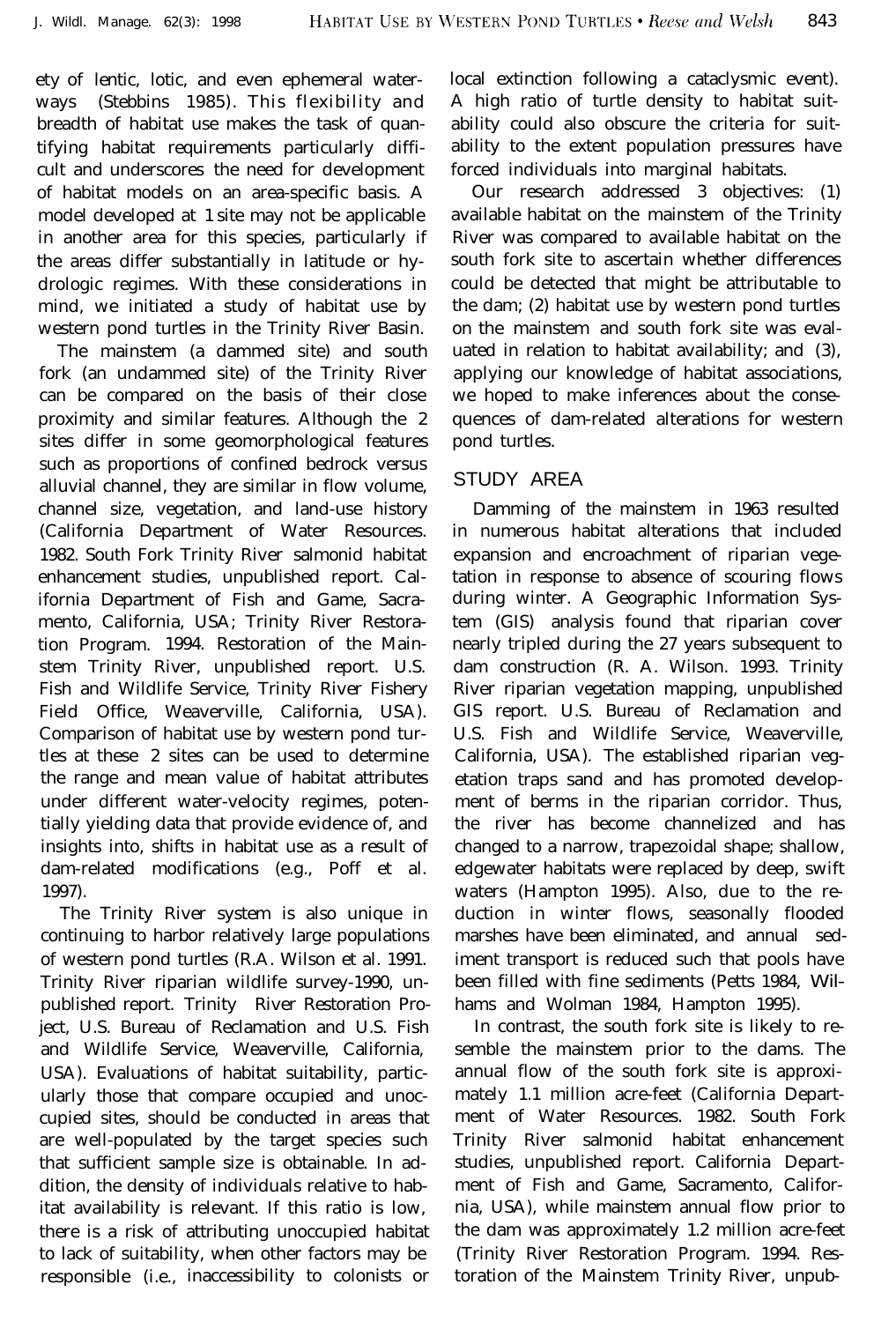ety of lentic, lotic, and even ephemeral waterways (Stebbins 1985). This flexibility and breadth of habitat use makes the task of quantifying habitat requirements particularly difficult and underscores the need for development of habitat models on an area-specific basis. A model developed at 1 site may not be applicable in another area for this species, particularly if the areas differ substantially in latitude or hydrologic regimes. With these considerations in mind, we initiated a study of habitat use by western pond turtles in the Trinity River Basin.

The mainstem (a dammed site) and south fork (an undammed site) of the Trinity River can be compared on the basis of their close proximity and similar features. Although the 2 sites differ in some geomorphological features such as proportions of confined bedrock versus alluvial channel, they are similar in flow volume, channel size, vegetation, and land-use history (California Department of Water Resources. 1982. South Fork Trinity River salmonid habitat enhancement studies, unpublished report. California Department of Fish and Game, Sacramento, California, USA; Trinity River Restoration Program. 1994. Restoration of the Mainstem Trinity River, unpublished report. U.S. Fish and Wildlife Service, Trinity River Fishery Field Office, Weaverville, California, USA). Comparison of habitat use by western pond turtles at these 2 sites can be used to determine the range and mean value of habitat attributes under different water-velocity regimes, potentially yielding data that provide evidence of, and insights into, shifts in habitat use as a result of dam-related modifications (e.g., Poff et al. 1997).

The Trinity River system is also unique in continuing to harbor relatively large populations of western pond turtles (R.A. Wilson et al. 1991. Trinity River riparian wildlife survey-1990, unpublished report. Trinity River Restoration Project, U.S. Bureau of Reclamation and U.S. Fish and Wildlife Service, Weaverville, California, USA). Evaluations of habitat suitability, particularly those that compare occupied and unoccupied sites, should be conducted in areas that are well-populated by the target species such that sufficient sample size is obtainable. In addition, the density of individuals relative to habitat availability is relevant. If this ratio is low, there is a risk of attributing unoccupied habitat to lack of suitability, when other factors may be responsible (i.e., inaccessibility to colonists or local extinction following a cataclysmic event). A high ratio of turtle density to habitat suitability could also obscure the criteria for suitability to the extent population pressures have forced individuals into marginal habitats.

Our research addressed 3 objectives: (1) available habitat on the mainstem of the Trinity River was compared to available habitat on the south fork site to ascertain whether differences could be detected that might be attributable to the dam; (2) habitat use by western pond turtles on the mainstem and south fork site was evaluated in relation to habitat availability; and (3), applying our knowledge of habitat associations, we hoped to make inferences about the consequences of dam-related alterations for western pond turtles.

## STUDY AREA

Damming of the mainstem in 1963 resulted in numerous habitat alterations that included expansion and encroachment of riparian vegetation in response to absence of scouring flows during winter. A Geographic Information System (GIS) analysis found that riparian cover nearly tripled during the 27 years subsequent to dam construction (R. A. Wilson. 1993. Trinity River riparian vegetation mapping, unpublished GIS report. U.S. Bureau of Reclamation and U.S. Fish and Wildlife Service, Weaverville, California, USA). The established riparian vegetation traps sand and has promoted development of berms in the riparian corridor. Thus, the river has become channelized and has changed to a narrow, trapezoidal shape; shallow, edgewater habitats were replaced by deep, swift waters (Hampton 1995). Also, due to the reduction in winter flows, seasonally flooded marshes have been eliminated, and annual sediment transport is reduced such that pools have been filled with fine sediments (Petts 1984, Wilhams and Wolman 1984, Hampton 1995).

In contrast, the south fork site is likely to resemble the mainstem prior to the dams. The annual flow of the south fork site is approximately 1.1 million acre-feet (California Department of Water Resources. 1982. South Fork Trinity River salmonid habitat enhancement studies, unpublished report. California Department of Fish and Game, Sacramento, California, USA), while mainstem annual flow prior to the dam was approximately 1.2 million acre-feet (Trinity River Restoration Program. 1994. Restoration of the Mainstem Trinity River, unpub-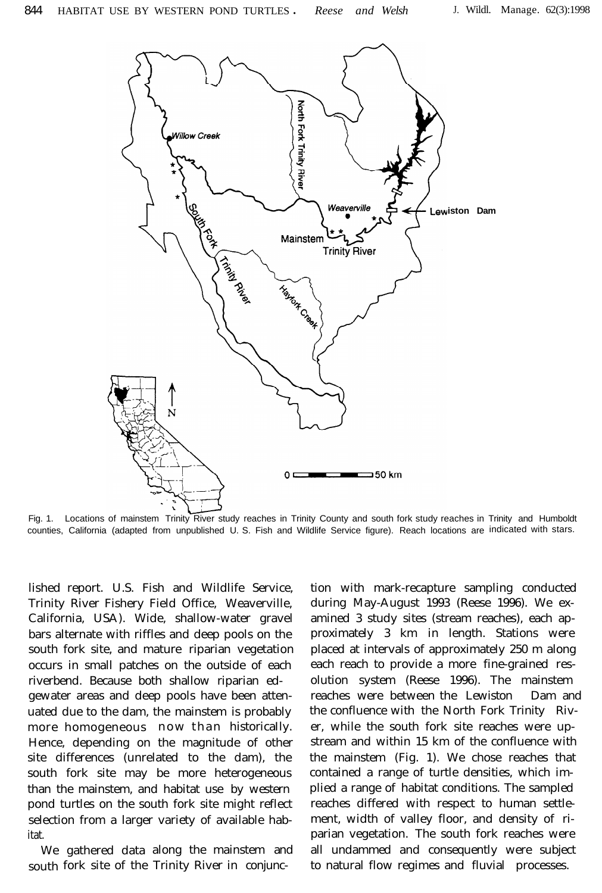Fig. 1. Locations of mainstem Trinity River study reaches in Trinity County and south fork study reaches in Trinity and Humboldt counties, California (adapted from unpublished U. S. Fish and Wildlife Service figure). Reach locations are indicated with stars.

lished report. U.S. Fish and Wildlife Service, Trinity River Fishery Field Office, Weaverville, California, USA). Wide, shallow-water gravel bars alternate with riffles and deep pools on the south fork site, and mature riparian vegetation occurs in small patches on the outside of each riverbend. Because both shallow riparian edgewater areas and deep pools have been attenuated due to the dam, the mainstem is probably more homogeneous now than historically. Hence, depending on the magnitude of other site differences (unrelated to the dam), the south fork site may be more heterogeneous than the mainstem, and habitat use by western pond turtles on the south fork site might reflect selection from a larger variety of available habitat.

We gathered data along the mainstem and south fork site of the Trinity River in conjunction with mark-recapture sampling conducted during May-August 1993 (Reese 1996). We examined 3 study sites (stream reaches), each approximately 3 km in length. Stations were placed at intervals of approximately 250 m along each reach to provide a more fine-grained resolution system (Reese 1996). The mainstem reaches were between the Lewiston Dam and the confluence with the North Fork Trinity River, while the south fork site reaches were upstream and within 15 km of the confluence with the mainstem (Fig. 1). We chose reaches that contained a range of turtle densities, which implied a range of habitat conditions. The sampled reaches differed with respect to human settlement, width of valley floor, and density of riparian vegetation. The south fork reaches were all undammed and consequently were subject to natural flow regimes and fluvial processes.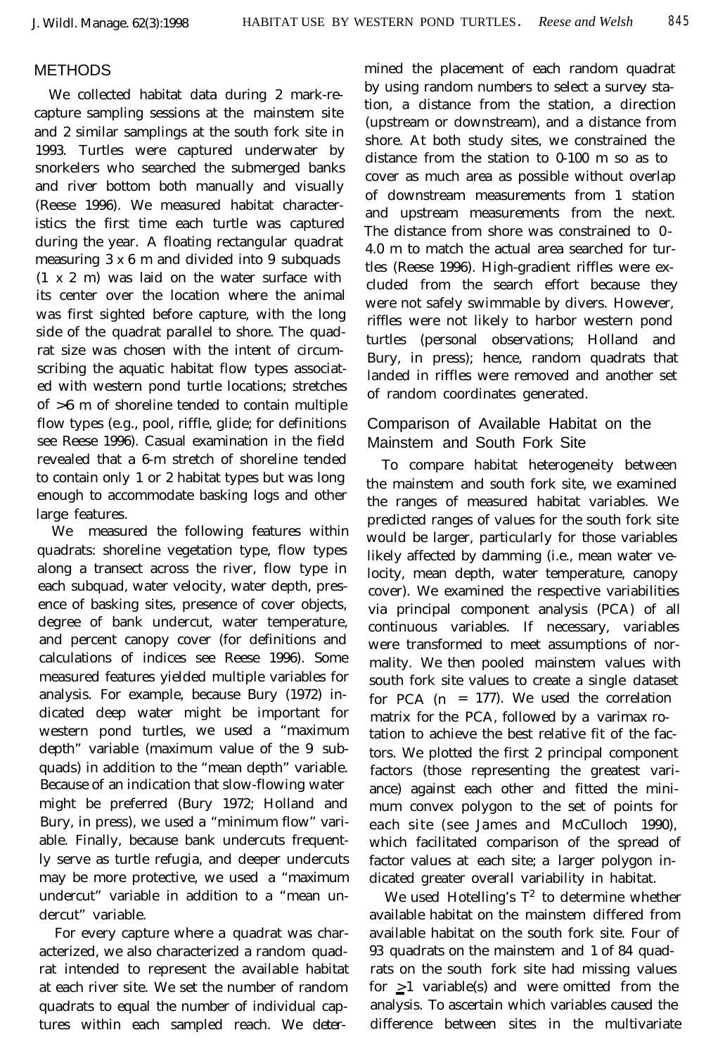## METHODS

We collected habitat data during 2 mark-recapture sampling sessions at the mainstem site and 2 similar samplings at the south fork site in 1993. Turtles were captured underwater by snorkelers who searched the submerged banks and river bottom both manually and visually (Reese 1996). We measured habitat characteristics the first time each turtle was captured during the year. A floating rectangular quadrat measuring 3 x 6 m and divided into 9 subquads (1 x 2 m) was laid on the water surface with its center over the location where the animal was first sighted before capture, with the long side of the quadrat parallel to shore. The quadrat size was chosen with the intent of circumscribing the aquatic habitat flow types associated with western pond turtle locations; stretches of >6 m of shoreline tended to contain multiple flow types (e.g., pool, riffle, glide; for definitions see Reese 1996). Casual examination in the field revealed that a 6-m stretch of shoreline tended to contain only 1 or 2 habitat types but was long enough to accommodate basking logs and other large features.

We measured the following features within quadrats: shoreline vegetation type, flow types along a transect across the river, flow type in each subquad, water velocity, water depth, presence of basking sites, presence of cover objects, degree of bank undercut, water temperature, and percent canopy cover (for definitions and calculations of indices see Reese 1996). Some measured features yielded multiple variables for analysis. For example, because Bury (1972) indicated deep water might be important for western pond turtles, we used a "maximum depth" variable (maximum value of the 9 subquads) in addition to the "mean depth" variable. Because of an indication that slow-flowing water might be preferred (Bury 1972; Holland and Bury, in press), we used a "minimum flow" variable. Finally, because bank undercuts frequently serve as turtle refugia, and deeper undercuts may be more protective, we used a "maximum undercut" variable in addition to a "mean undercut" variable.

For every capture where a quadrat was characterized, we also characterized a random quadrat intended to represent the available habitat at each river site. We set the number of random quadrats to equal the number of individual captures within each sampled reach. We determined the placement of each random quadrat by using random numbers to select a survey station, a distance from the station, a direction (upstream or downstream), and a distance from shore. At both study sites, we constrained the distance from the station to 0-100 m so as to cover as much area as possible without overlap of downstream measurements from 1 station and upstream measurements from the next. The distance from shore was constrained to 0-4.0 m to match the actual area searched for turtles (Reese 1996). High-gradient riffles were excluded from the search effort because they were not safely swimmable by divers. However, riffles were not likely to harbor western pond turtles (personal observations; Holland and Bury, in press); hence, random quadrats that landed in riffles were removed and another set of random coordinates generated.

### Comparison of Available Habitat on the Mainstem and South Fork Site

To compare habitat heterogeneity between the mainstem and south fork site, we examined the ranges of measured habitat variables. We predicted ranges of values for the south fork site would be larger, particularly for those variables likely affected by damming (i.e., mean water velocity, mean depth, water temperature, canopy cover). We examined the respective variabilities via principal component analysis (PCA) of all continuous variables. If necessary, variables were transformed to meet assumptions of normality. We then pooled mainstem values with south fork site values to create a single dataset for PCA ($n = 177$). We used the correlation matrix for the PCA, followed by a varimax rotation to achieve the best relative fit of the factors. We plotted the first 2 principal component factors (those representing the greatest variance) against each other and fitted the minimum convex polygon to the set of points for each site (see James and McCulloch 1990), which facilitated comparison of the spread of factor values at each site; a larger polygon indicated greater overall variability in habitat.

We used Hotelling's $T^2$ to determine whether available habitat on the mainstem differed from available habitat on the south fork site. Four of 93 quadrats on the mainstem and 1 of 84 quadrats on the south fork site had missing values for $\geq 1$ variable(s) and were omitted from the analysis. To ascertain which variables caused the difference between sites in the multivariate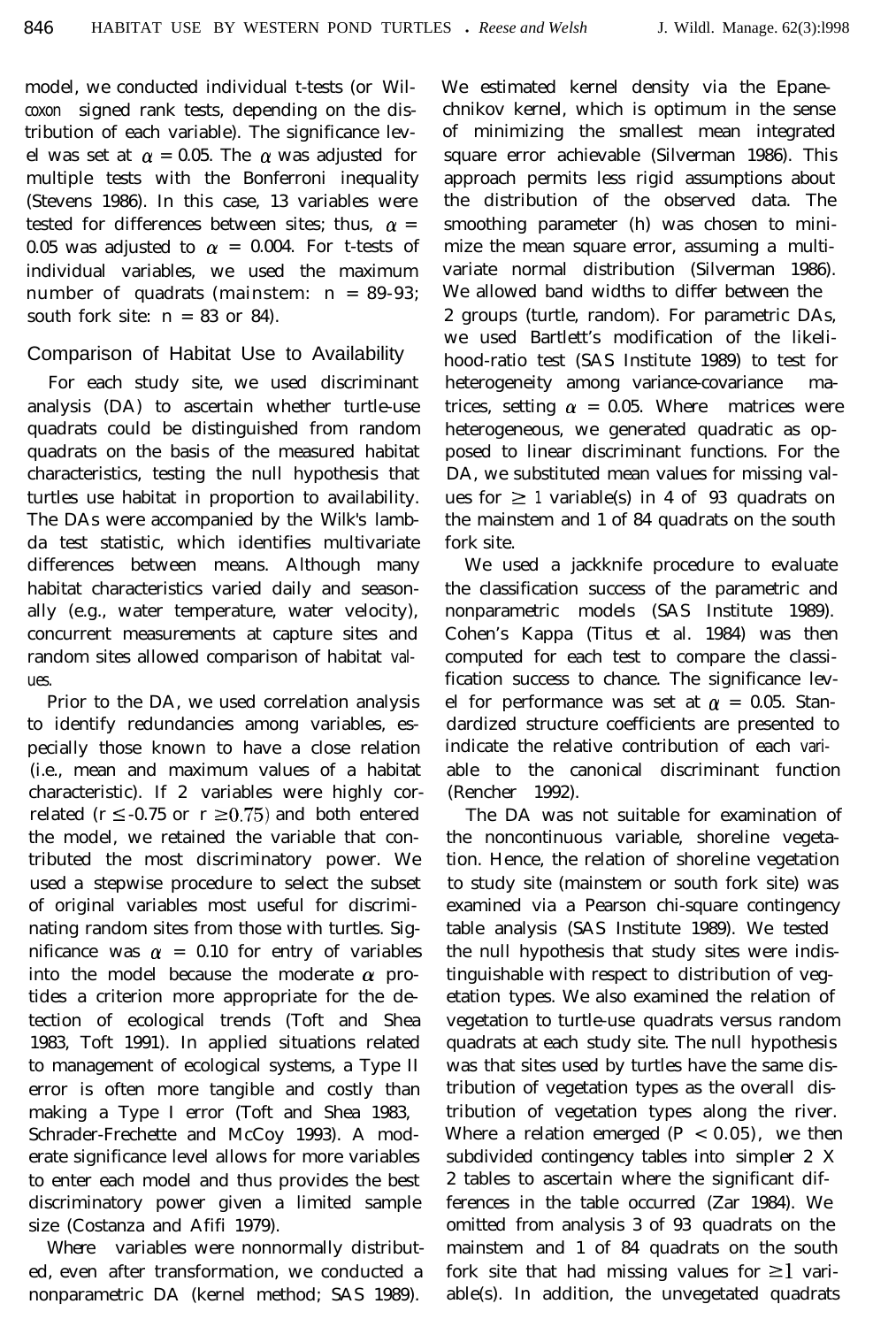model, we conducted individual t-tests (or Wilcoxon signed rank tests, depending on the distribution of each variable). The significance level was set at $\alpha = 0.05$. The $\alpha$ was adjusted for multiple tests with the Bonferroni inequality (Stevens 1986). In this case, 13 variables were tested for differences between sites; thus, $\alpha = 0.05$ was adjusted to $\alpha = 0.004$. For t-tests of individual variables, we used the maximum number of quadrats (mainstem: $n = 89$-$93$; south fork site: $n = 83$ or $84$).

## Comparison of Habitat Use to Availability

For each study site, we used discriminant analysis (DA) to ascertain whether turtle-use quadrats could be distinguished from random quadrats on the basis of the measured habitat characteristics, testing the null hypothesis that turtles use habitat in proportion to availability. The DAs were accompanied by the Wilk's lambda test statistic, which identifies multivariate differences between means. Although many habitat characteristics varied daily and seasonally (e.g., water temperature, water velocity), concurrent measurements at capture sites and random sites allowed comparison of habitat values.

Prior to the DA, we used correlation analysis to identify redundancies among variables, especially those known to have a close relation (i.e., mean and maximum values of a habitat characteristic). If 2 variables were highly correlated ($r \leq -0.75$ or $r \geq 0.75$) and both entered the model, we retained the variable that contributed the most discriminatory power. We used a stepwise procedure to select the subset of original variables most useful for discriminating random sites from those with turtles. Significance was $\alpha = 0.10$ for entry of variables into the model because the moderate $\alpha$ provides a criterion more appropriate for the detection of ecological trends (Toft and Shea 1983, Toft 1991). In applied situations related to management of ecological systems, a Type II error is often more tangible and costly than making a Type I error (Toft and Shea 1983, Schrader-Frechette and McCoy 1993). A moderate significance level allows for more variables to enter each model and thus provides the best discriminatory power given a limited sample size (Costanza and Afifi 1979).

Where variables were nonnormally distributed, even after transformation, we conducted a nonparametric DA (kernel method; SAS 1989). We estimated kernel density via the Epanechnikov kernel, which is optimum in the sense of minimizing the smallest mean integrated square error achievable (Silverman 1986). This approach permits less rigid assumptions about the distribution of the observed data. The smoothing parameter (h) was chosen to minimize the mean square error, assuming a multivariate normal distribution (Silverman 1986). We allowed band widths to differ between the 2 groups (turtle, random). For parametric DAs, we used Bartlett's modification of the likelihood-ratio test (SAS Institute 1989) to test for heterogeneity among variance-covariance matrices, setting $\alpha = 0.05$. Where matrices were heterogeneous, we generated quadratic as opposed to linear discriminant functions. For the DA, we substituted mean values for missing values for $\geq 1$ variable(s) in 4 of 93 quadrats on the mainstem and 1 of 84 quadrats on the south fork site.

We used a jackknife procedure to evaluate the classification success of the parametric and nonparametric models (SAS Institute 1989). Cohen's Kappa (Titus et al. 1984) was then computed for each test to compare the classification success to chance. The significance level for performance was set at $\alpha = 0.05$. Standardized structure coefficients are presented to indicate the relative contribution of each variable to the canonical discriminant function (Rencher 1992).

The DA was not suitable for examination of the noncontinuous variable, shoreline vegetation. Hence, the relation of shoreline vegetation to study site (mainstem or south fork site) was examined via a Pearson chi-square contingency table analysis (SAS Institute 1989). We tested the null hypothesis that study sites were indistinguishable with respect to distribution of vegetation types. We also examined the relation of vegetation to turtle-use quadrats versus random quadrats at each study site. The null hypothesis was that sites used by turtles have the same distribution of vegetation types as the overall distribution of vegetation types along the river. Where a relation emerged ($P < 0.05$), we then subdivided contingency tables into simpler 2 X 2 tables to ascertain where the significant differences in the table occurred (Zar 1984). We omitted from analysis 3 of 93 quadrats on the mainstem and 1 of 84 quadrats on the south fork site that had missing values for $\geq 1$ variable(s). In addition, the unvegetated quadrats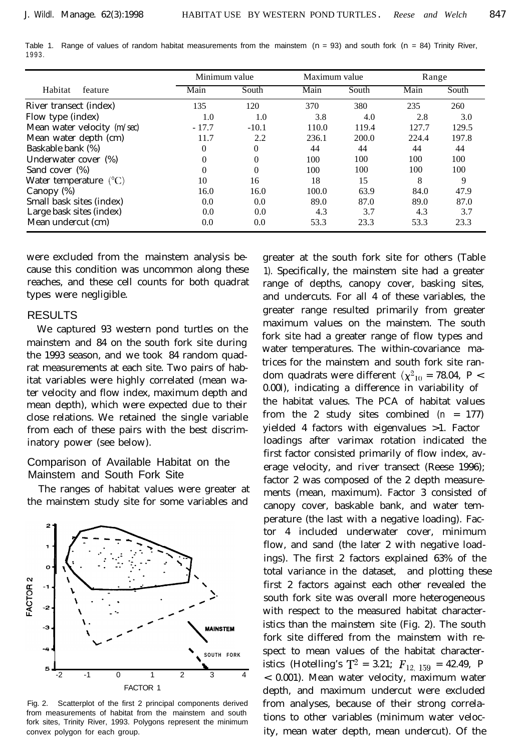Table 1. Range of values of random habitat measurements from the mainstem (n = 93) and south fork (n = 84) Trinity River, 1993.

| Habitat feature | Minimum value | | Maximum value | | Range | |
|---|---|---|---|---|---|---|
| | Main | South | Main | South | Main | South |
| River transect (index) | 135 | 120 | 370 | 380 | 235 | 260 |
| Flow type (index) | 1.0 | 1.0 | 3.8 | 4.0 | 2.8 | 3.0 |
| Mean water velocity (m/sec) | - 17.7 | -10.1 | 110.0 | 119.4 | 127.7 | 129.5 |
| Mean water depth (cm) | 11.7 | 2.2 | 236.1 | 200.0 | 224.4 | 197.8 |
| Baskable bank (%) | 0 | 0 | 44 | 44 | 44 | 44 |
| Underwater cover (%) | 0 | 0 | 100 | 100 | 100 | 100 |
| Sand cover (%) | 0 | 0 | 100 | 100 | 100 | 100 |
| Water temperature (°C) | 10 | 16 | 18 | 15 | 8 | 9 |
| Canopy (%) | 16.0 | 16.0 | 100.0 | 63.9 | 84.0 | 47.9 |
| Small bask sites (index) | 0.0 | 0.0 | 89.0 | 87.0 | 89.0 | 87.0 |
| Large bask sites (index) | 0.0 | 0.0 | 4.3 | 3.7 | 4.3 | 3.7 |
| Mean undercut (cm) | 0.0 | 0.0 | 53.3 | 23.3 | 53.3 | 23.3 |

were excluded from the mainstem analysis because this condition was uncommon along these reaches, and these cell counts for both quadrat types were negligible.

## RESULTS

We captured 93 western pond turtles on the mainstem and 84 on the south fork site during the 1993 season, and we took 84 random quadrat measurements at each site. Two pairs of habitat variables were highly correlated (mean water velocity and flow index, maximum depth and mean depth), which were expected due to their close relations. We retained the single variable from each of these pairs with the best discriminatory power (see below).

### Comparison of Available Habitat on the Mainstem and South Fork Site

The ranges of habitat values were greater at the mainstem study site for some variables and greater at the south fork site for others (Table 1). Specifically, the mainstem site had a greater range of depths, canopy cover, basking sites, and undercuts. For all 4 of these variables, the greater range resulted primarily from greater maximum values on the mainstem. The south fork site had a greater range of flow types and water temperatures. The within-covariance matrices for the mainstem and south fork site random quadrats were different ($\chi^2_{10}$ = 78.04, $P <$ 0.001), indicating a difference in variability of the habitat values. The PCA of habitat values from the 2 study sites combined ($n$ = 177) yielded 4 factors with eigenvalues >1. Factor loadings after varimax rotation indicated the first factor consisted primarily of flow index, average velocity, and river transect (Reese 1996); factor 2 was composed of the 2 depth measurements (mean, maximum). Factor 3 consisted of canopy cover, baskable bank, and water temperature (the last with a negative loading). Factor 4 included underwater cover, minimum flow, and sand (the later 2 with negative loadings). The first 2 factors explained 63% of the total variance in the dataset, and plotting these first 2 factors against each other revealed the south fork site was overall more heterogeneous with respect to the measured habitat characteristics than the mainstem site (Fig. 2). The south fork site differed from the mainstem with respect to mean values of the habitat characteristics (Hotelling's $T^2$ = 3.21; $F_{12,\ 159}$ = 42.49, $P$ < 0.001). Mean water velocity, maximum water depth, and maximum undercut were excluded from analyses, because of their strong correlations to other variables (minimum water velocity, mean water depth, mean undercut). Of the

Fig. 2. Scatterplot of the first 2 principal components derived from measurements of habitat from the mainstem and south fork sites, Trinity River, 1993. Polygons represent the minimum convex polygon for each group.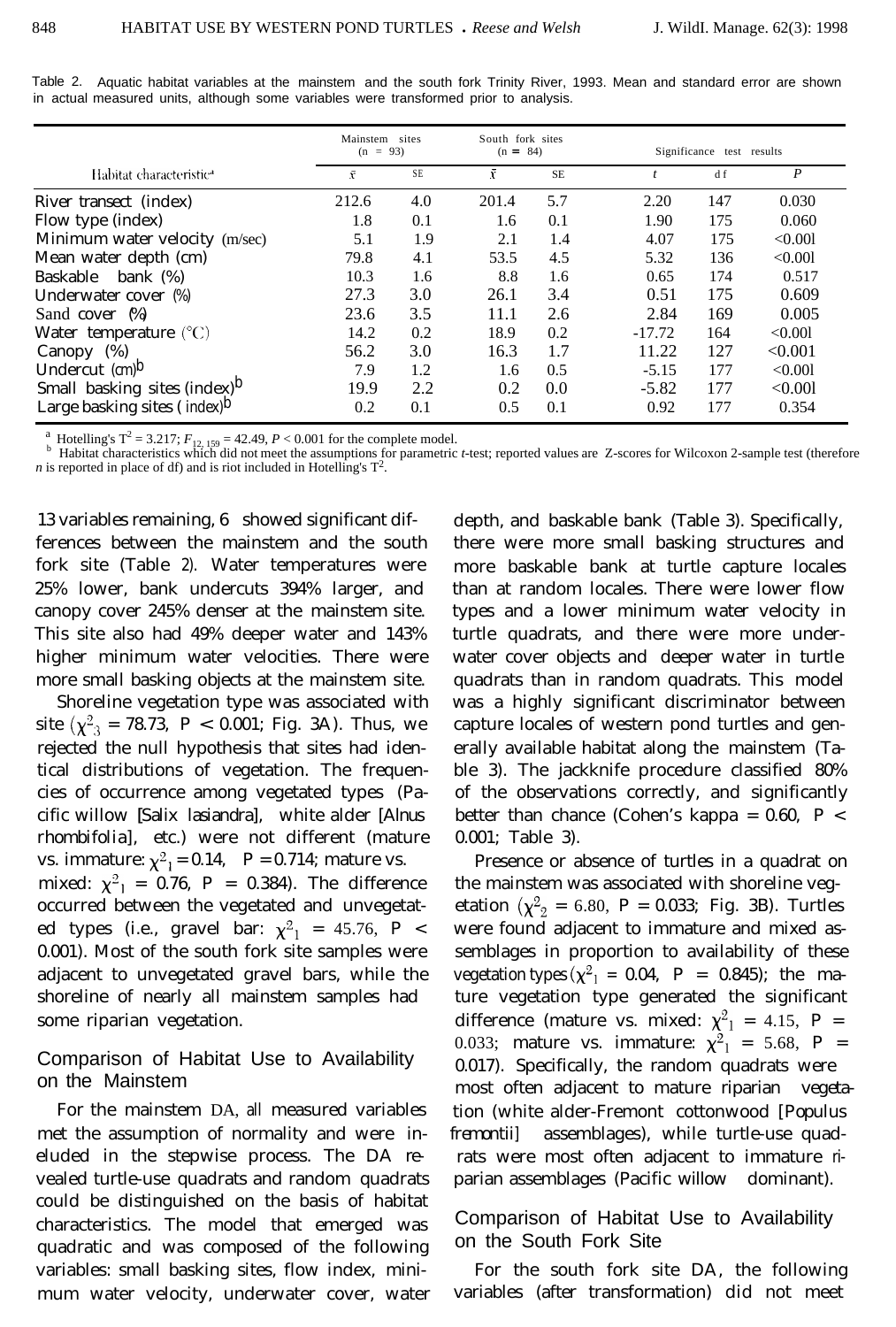Table 2. Aquatic habitat variables at the mainstem and the south fork Trinity River, 1993. Mean and standard error are shown in actual measured units, although some variables were transformed prior to analysis.

| Habitat characteristic[a] | Mainstem sites (n = 93) | | South fork sites (n = 84) | | Significance test results | | |
|---|---|---|---|---|---|---|---|
| | $\bar{x}$ | SE | $\bar{x}$ | SE | $t$ | df | $P$ |
| River transect (index) | 212.6 | 4.0 | 201.4 | 5.7 | 2.20 | 147 | 0.030 |
| Flow type (index) | 1.8 | 0.1 | 1.6 | 0.1 | 1.90 | 175 | 0.060 |
| Minimum water velocity (m/sec) | 5.1 | 1.9 | 2.1 | 1.4 | 4.07 | 175 | <0.001 |
| Mean water depth (cm) | 79.8 | 4.1 | 53.5 | 4.5 | 5.32 | 136 | <0.001 |
| Baskable bank (%) | 10.3 | 1.6 | 8.8 | 1.6 | 0.65 | 174 | 0.517 |
| Underwater cover (%) | 27.3 | 3.0 | 26.1 | 3.4 | 0.51 | 175 | 0.609 |
| Sand cover (%) | 23.6 | 3.5 | 11.1 | 2.6 | 2.84 | 169 | 0.005 |
| Water temperature (°C) | 14.2 | 0.2 | 18.9 | 0.2 | -17.72 | 164 | <0.001 |
| Canopy (%) | 56.2 | 3.0 | 16.3 | 1.7 | 11.22 | 127 | <0.001 |
| Undercut (cm)[b] | 7.9 | 1.2 | 1.6 | 0.5 | -5.15 | 177 | <0.001 |
| Small basking sites (index)[b] | 19.9 | 2.2 | 0.2 | 0.0 | -5.82 | 177 | <0.001 |
| Large basking sites (index)[b] | 0.2 | 0.1 | 0.5 | 0.1 | 0.92 | 177 | 0.354 |

[a] Hotelling's $T^2 = 3.217$; $F_{12, 159} = 42.49$, $P < 0.001$ for the complete model.
[b] Habitat characteristics which did not meet the assumptions for parametric *t*-test; reported values are Z-scores for Wilcoxon 2-sample test (therefore *n* is reported in place of df) and is not included in Hotelling's $T^2$.

13 variables remaining, 6 showed significant differences between the mainstem and the south fork site (Table 2). Water temperatures were 25% lower, bank undercuts 394% larger, and canopy cover 245% denser at the mainstem site. This site also had 49% deeper water and 143% higher minimum water velocities. There were more small basking objects at the mainstem site.

Shoreline vegetation type was associated with site ($\chi^2_3 = 78.73$, $P < 0.001$; Fig. 3A). Thus, we rejected the null hypothesis that sites had identical distributions of vegetation. The frequencies of occurrence among vegetated types (Pacific willow [*Salix lasiandra*], white alder [*Alnus rhombifolia*], etc.) were not different (mature vs. immature: $\chi^2_1 = 0.14$, $P = 0.714$; mature vs. mixed: $\chi^2_1 = 0.76$, $P = 0.384$). The difference occurred between the vegetated and unvegetated types (i.e., gravel bar: $\chi^2_1 = 45.76$, $P < 0.001$). Most of the south fork site samples were adjacent to unvegetated gravel bars, while the shoreline of nearly all mainstem samples had some riparian vegetation.

## Comparison of Habitat Use to Availability on the Mainstem

For the mainstem DA, all measured variables met the assumption of normality and were included in the stepwise process. The DA revealed turtle-use quadrats and random quadrats could be distinguished on the basis of habitat characteristics. The model that emerged was quadratic and was composed of the following variables: small basking sites, flow index, minimum water velocity, underwater cover, water depth, and baskable bank (Table 3). Specifically, there were more small basking structures and more baskable bank at turtle capture locales than at random locales. There were lower flow types and a lower minimum water velocity in turtle quadrats, and there were more underwater cover objects and deeper water in turtle quadrats than in random quadrats. This model was a highly significant discriminator between capture locales of western pond turtles and generally available habitat along the mainstem (Table 3). The jackknife procedure classified 80% of the observations correctly, and significantly better than chance (Cohen's kappa = 0.60, $P < 0.001$; Table 3).

Presence or absence of turtles in a quadrat on the mainstem was associated with shoreline vegetation ($\chi^2_2 = 6.80$, $P = 0.033$; Fig. 3B). Turtles were found adjacent to immature and mixed assemblages in proportion to availability of these vegetation types ($\chi^2_1 = 0.04$, $P = 0.845$); the mature vegetation type generated the significant difference (mature vs. mixed: $\chi^2_1 = 4.15$, $P = 0.033$; mature vs. immature: $\chi^2_1 = 5.68$, $P = 0.017$). Specifically, the random quadrats were most often adjacent to mature riparian vegetation (white alder-Fremont cottonwood [*Populus fremontii*] assemblages), while turtle-use quadrats were most often adjacent to immature riparian assemblages (Pacific willow dominant).

## Comparison of Habitat Use to Availability on the South Fork Site

For the south fork site DA, the following variables (after transformation) did not meet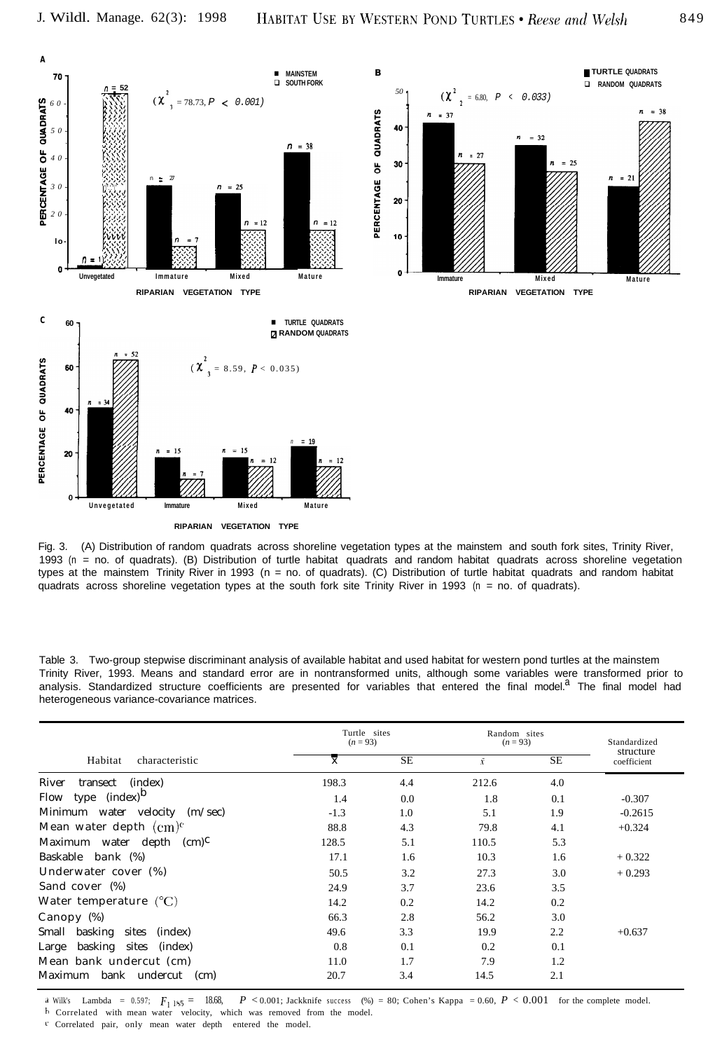Fig. 3. (A) Distribution of random quadrats across shoreline vegetation types at the mainstem and south fork sites, Trinity River, 1993 (n = no. of quadrats). (B) Distribution of turtle habitat quadrats and random habitat quadrats across shoreline vegetation types at the mainstem Trinity River in 1993 (n = no. of quadrats). (C) Distribution of turtle habitat quadrats and random habitat quadrats across shoreline vegetation types at the south fork site Trinity River in 1993 (n = no. of quadrats).

Table 3. Two-group stepwise discriminant analysis of available habitat and used habitat for western pond turtles at the mainstem Trinity River, 1993. Means and standard error are in nontransformed units, although some variables were transformed prior to analysis. Standardized structure coefficients are presented for variables that entered the final model.[a] The final model had heterogeneous variance-covariance matrices.

| Habitat characteristic | Turtle sites ($n = 93$) | | Random sites ($n = 93$) | | Standardized structure coefficient |
|---|---|---|---|---|---|
| | $\bar{x}$ | SE | $\bar{x}$ | SE | |
| River transect (index) | 198.3 | 4.4 | 212.6 | 4.0 | |
| Flow type (index)[b] | 1.4 | 0.0 | 1.8 | 0.1 | -0.307 |
| Minimum water velocity (m/sec) | -1.3 | 1.0 | 5.1 | 1.9 | -0.2615 |
| Mean water depth (cm)[c] | 88.8 | 4.3 | 79.8 | 4.1 | +0.324 |
| Maximum water depth (cm)[c] | 128.5 | 5.1 | 110.5 | 5.3 | |
| Baskable bank (%) | 17.1 | 1.6 | 10.3 | 1.6 | + 0.322 |
| Underwater cover (%) | 50.5 | 3.2 | 27.3 | 3.0 | + 0.293 |
| Sand cover (%) | 24.9 | 3.7 | 23.6 | 3.5 | |
| Water temperature (°C) | 14.2 | 0.2 | 14.2 | 0.2 | |
| Canopy (%) | 66.3 | 2.8 | 56.2 | 3.0 | |
| Small basking sites (index) | 49.6 | 3.3 | 19.9 | 2.2 | +0.637 |
| Large basking sites (index) | 0.8 | 0.1 | 0.2 | 0.1 | |
| Mean bank undercut (cm) | 11.0 | 1.7 | 7.9 | 1.2 | |
| Maximum bank undercut (cm) | 20.7 | 3.4 | 14.5 | 2.1 | |

[a] Wilk's Lambda = 0.597; $F_{1,185} = 18.68$, $P < 0.001$; Jackknife success (%) = 80; Cohen's Kappa = 0.60, $P < 0.001$ for the complete model.
[b] Correlated with mean water velocity, which was removed from the model.
[c] Correlated pair, only mean water depth entered the model.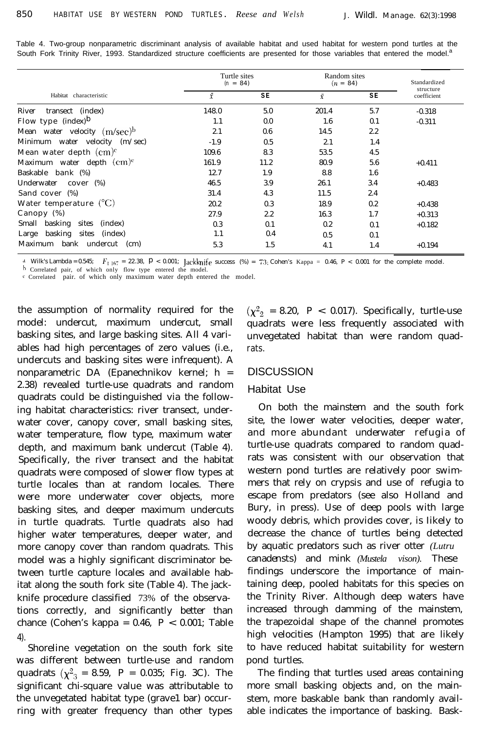Table 4. Two-group nonparametric discriminant analysis of available habitat and used habitat for western pond turtles at the South Fork Trinity River, 1993. Standardized structure coefficients are presented for those variables that entered the model.[a]

| Habitat characteristic | Turtle sites ($n$ = 84) | | Random sites ($n$ = 84) | | Standardized structure coefficient |
|---|---|---|---|---|---|
| | $\bar{x}$ | SE | $\bar{x}$ | SE | |
| River transect (index) | 148.0 | 5.0 | 201.4 | 5.7 | -0.318 |
| Flow type (index)[b] | 1.1 | 0.0 | 1.6 | 0.1 | -0.311 |
| Mean water velocity (m/sec)[b] | 2.1 | 0.6 | 14.5 | 2.2 | |
| Minimum water velocity (m/sec) | -1.9 | 0.5 | 2.1 | 1.4 | |
| Mean water depth (cm)[c] | 109.6 | 8.3 | 53.5 | 4.5 | |
| Maximum water depth (cm)[c] | 161.9 | 11.2 | 80.9 | 5.6 | +0.411 |
| Baskable bank (%) | 12.7 | 1.9 | 8.8 | 1.6 | |
| Underwater cover (%) | 46.5 | 3.9 | 26.1 | 3.4 | +0.483 |
| Sand cover (%) | 31.4 | 4.3 | 11.5 | 2.4 | |
| Water temperature (°C) | 20.2 | 0.3 | 18.9 | 0.2 | +0.438 |
| Canopy (%) | 27.9 | 2.2 | 16.3 | 1.7 | +0.313 |
| Small basking sites (index) | 0.3 | 0.1 | 0.2 | 0.1 | +0.182 |
| Large basking sites (index) | 1.1 | 0.4 | 0.5 | 0.1 | |
| Maximum bank undercut (cm) | 5.3 | 1.5 | 4.1 | 1.4 | +0.194 |

[a] Wilk's Lambda = 0.545; $F_{1,167}$ = 22.38, $P$ < 0.001; Jackknife success (%) = 73; Cohen's Kappa = 0.46, $P$ < 0.001 for the complete model.
[b] Correlated pair, of which only flow type entered the model.
[c] Correlated pair, of which only maximum water depth entered the model.

the assumption of normality required for the model: undercut, maximum undercut, small basking sites, and large basking sites. All 4 variables had high percentages of zero values (i.e., undercuts and basking sites were infrequent). A nonparametric DA (Epanechnikov kernel; h = 2.38) revealed turtle-use quadrats and random quadrats could be distinguished via the following habitat characteristics: river transect, underwater cover, canopy cover, small basking sites, water temperature, flow type, maximum water depth, and maximum bank undercut (Table 4). Specifically, the river transect and the habitat quadrats were composed of slower flow types at turtle locales than at random locales. There were more underwater cover objects, more basking sites, and deeper maximum undercuts in turtle quadrats. Turtle quadrats also had higher water temperatures, deeper water, and more canopy cover than random quadrats. This model was a highly significant discriminator between turtle capture locales and available habitat along the south fork site (Table 4). The jackknife procedure classified 73% of the observations correctly, and significantly better than chance (Cohen's kappa = 0.46, $P$ < 0.001; Table 4).

Shoreline vegetation on the south fork site was different between turtle-use and random quadrats ($\chi^2_3$ = 8.59, $P$ = 0.035; Fig. 3C). The significant chi-square value was attributable to the unvegetated habitat type (grave1 bar) occurring with greater frequency than other types ($\chi^2_2$ = 8.20, $P$ < 0.017). Specifically, turtle-use quadrats were less frequently associated with unvegetated habitat than were random quadrats.

## DISCUSSION

### Habitat Use

On both the mainstem and the south fork site, the lower water velocities, deeper water, and more abundant underwater refugia of turtle-use quadrats compared to random quadrats was consistent with our observation that western pond turtles are relatively poor swimmers that rely on crypsis and use of refugia to escape from predators (see also Holland and Bury, in press). Use of deep pools with large woody debris, which provides cover, is likely to decrease the chance of turtles being detected by aquatic predators such as river otter *(Lutru canadensts)* and mink *(Mustela vison)*. These findings underscore the importance of maintaining deep, pooled habitats for this species on the Trinity River. Although deep waters have increased through damming of the mainstem, the trapezoidal shape of the channel promotes high velocities (Hampton 1995) that are likely to have reduced habitat suitability for western pond turtles.

The finding that turtles used areas containing more small basking objects and, on the mainstem, more baskable bank than randomly available indicates the importance of basking. Bask-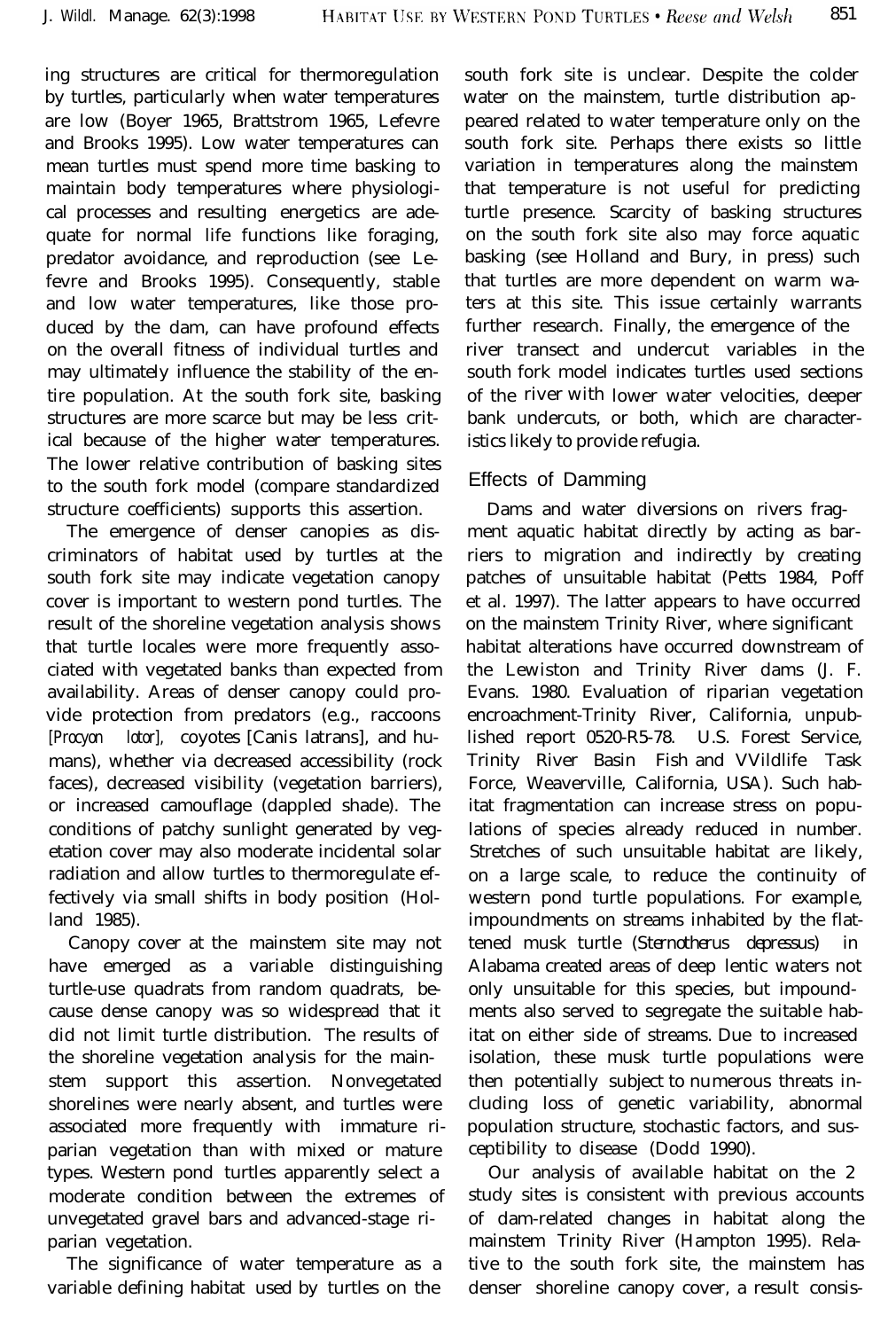ing structures are critical for thermoregulation by turtles, particularly when water temperatures are low (Boyer 1965, Brattstrom 1965, Lefevre and Brooks 1995). Low water temperatures can mean turtles must spend more time basking to maintain body temperatures where physiological processes and resulting energetics are adequate for normal life functions like foraging, predator avoidance, and reproduction (see Lefevre and Brooks 1995). Consequently, stable and low water temperatures, like those produced by the dam, can have profound effects on the overall fitness of individual turtles and may ultimately influence the stability of the entire population. At the south fork site, basking structures are more scarce but may be less critical because of the higher water temperatures. The lower relative contribution of basking sites to the south fork model (compare standardized structure coefficients) supports this assertion.

The emergence of denser canopies as discriminators of habitat used by turtles at the south fork site may indicate vegetation canopy cover is important to western pond turtles. The result of the shoreline vegetation analysis shows that turtle locales were more frequently associated with vegetated banks than expected from availability. Areas of denser canopy could provide protection from predators (e.g., raccoons [*Procyon lotor*], coyotes [*Canis latrans*], and humans), whether via decreased accessibility (rock faces), decreased visibility (vegetation barriers), or increased camouflage (dappled shade). The conditions of patchy sunlight generated by vegetation cover may also moderate incidental solar radiation and allow turtles to thermoregulate effectively via small shifts in body position (Holland 1985).

Canopy cover at the mainstem site may not have emerged as a variable distinguishing turtle-use quadrats from random quadrats, because dense canopy was so widespread that it did not limit turtle distribution. The results of the shoreline vegetation analysis for the mainstem support this assertion. Nonvegetated shorelines were nearly absent, and turtles were associated more frequently with immature riparian vegetation than with mixed or mature types. Western pond turtles apparently select a moderate condition between the extremes of unvegetated gravel bars and advanced-stage riparian vegetation.

The significance of water temperature as a variable defining habitat used by turtles on the south fork site is unclear. Despite the colder water on the mainstem, turtle distribution appeared related to water temperature only on the south fork site. Perhaps there exists so little variation in temperatures along the mainstem that temperature is not useful for predicting turtle presence. Scarcity of basking structures on the south fork site also may force aquatic basking (see Holland and Bury, in press) such that turtles are more dependent on warm waters at this site. This issue certainly warrants further research. Finally, the emergence of the river transect and undercut variables in the south fork model indicates turtles used sections of the river with lower water velocities, deeper bank undercuts, or both, which are characteristics likely to provide refugia.

## Effects of Damming

Dams and water diversions on rivers fragment aquatic habitat directly by acting as barriers to migration and indirectly by creating patches of unsuitable habitat (Petts 1984, Poff et al. 1997). The latter appears to have occurred on the mainstem Trinity River, where significant habitat alterations have occurred downstream of the Lewiston and Trinity River dams (J. F. Evans. 1980. Evaluation of riparian vegetation encroachment-Trinity River, California, unpublished report 0520-R5-78. U.S. Forest Service, Trinity River Basin Fish and Wildlife Task Force, Weaverville, California, USA). Such habitat fragmentation can increase stress on populations of species already reduced in number. Stretches of such unsuitable habitat are likely, on a large scale, to reduce the continuity of western pond turtle populations. For example, impoundments on streams inhabited by the flattened musk turtle (*Sternotherus depressus*) in Alabama created areas of deep lentic waters not only unsuitable for this species, but impoundments also served to segregate the suitable habitat on either side of streams. Due to increased isolation, these musk turtle populations were then potentially subject to numerous threats including loss of genetic variability, abnormal population structure, stochastic factors, and susceptibility to disease (Dodd 1990).

Our analysis of available habitat on the 2 study sites is consistent with previous accounts of dam-related changes in habitat along the mainstem Trinity River (Hampton 1995). Relative to the south fork site, the mainstem has denser shoreline canopy cover, a result consis-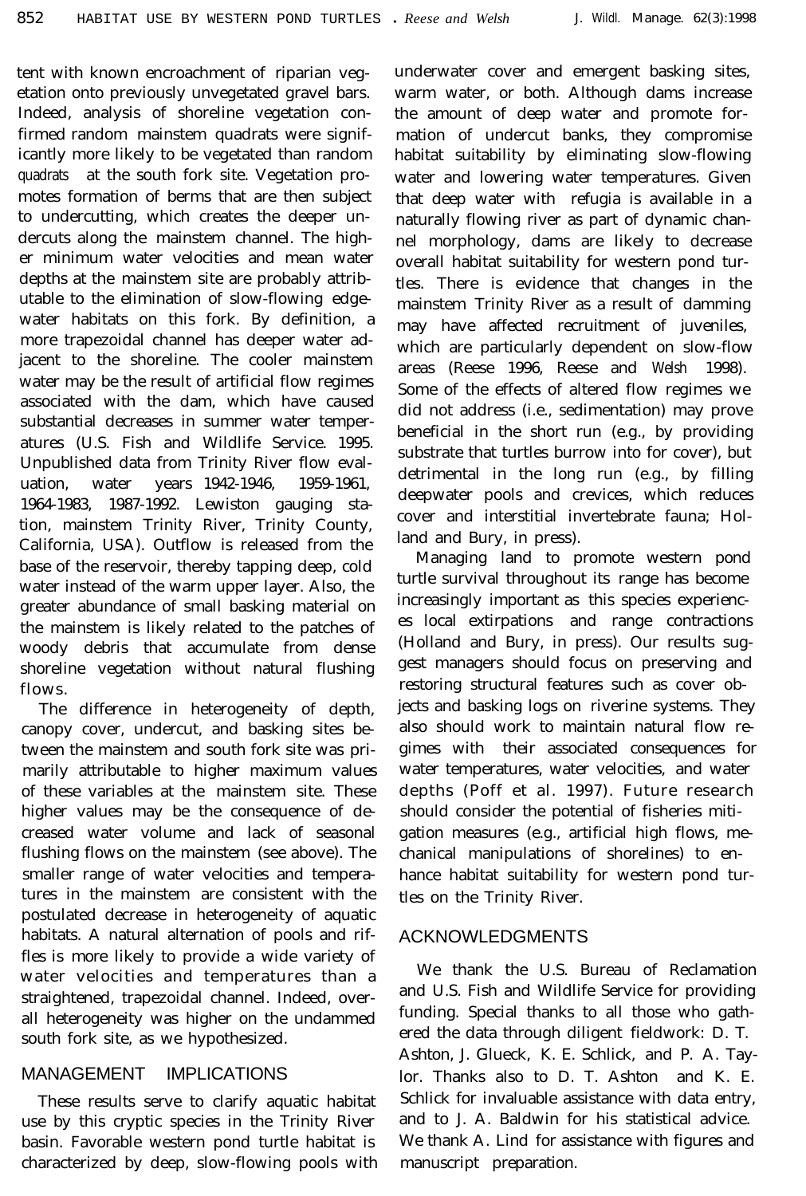tent with known encroachment of riparian vegetation onto previously unvegetated gravel bars. Indeed, analysis of shoreline vegetation confirmed random mainstem quadrats were significantly more likely to be vegetated than random quadrats at the south fork site. Vegetation promotes formation of berms that are then subject to undercutting, which creates the deeper undercuts along the mainstem channel. The higher minimum water velocities and mean water depths at the mainstem site are probably attributable to the elimination of slow-flowing edgewater habitats on this fork. By definition, a more trapezoidal channel has deeper water adjacent to the shoreline. The cooler mainstem water may be the result of artificial flow regimes associated with the dam, which have caused substantial decreases in summer water temperatures (U.S. Fish and Wildlife Service. 1995. Unpublished data from Trinity River flow evaluation, water years 1942-1946, 1959-1961, 1964-1983, 1987-1992. Lewiston gauging station, mainstem Trinity River, Trinity County, California, USA). Outflow is released from the base of the reservoir, thereby tapping deep, cold water instead of the warm upper layer. Also, the greater abundance of small basking material on the mainstem is likely related to the patches of woody debris that accumulate from dense shoreline vegetation without natural flushing flows.

The difference in heterogeneity of depth, canopy cover, undercut, and basking sites between the mainstem and south fork site was primarily attributable to higher maximum values of these variables at the mainstem site. These higher values may be the consequence of decreased water volume and lack of seasonal flushing flows on the mainstem (see above). The smaller range of water velocities and temperatures in the mainstem are consistent with the postulated decrease in heterogeneity of aquatic habitats. A natural alternation of pools and riffles is more likely to provide a wide variety of water velocities and temperatures than a straightened, trapezoidal channel. Indeed, overall heterogeneity was higher on the undammed south fork site, as we hypothesized.

## MANAGEMENT IMPLICATIONS

These results serve to clarify aquatic habitat use by this cryptic species in the Trinity River basin. Favorable western pond turtle habitat is characterized by deep, slow-flowing pools with underwater cover and emergent basking sites, warm water, or both. Although dams increase the amount of deep water and promote formation of undercut banks, they compromise habitat suitability by eliminating slow-flowing water and lowering water temperatures. Given that deep water with refugia is available in a naturally flowing river as part of dynamic channel morphology, dams are likely to decrease overall habitat suitability for western pond turtles. There is evidence that changes in the mainstem Trinity River as a result of damming may have affected recruitment of juveniles, which are particularly dependent on slow-flow areas (Reese 1996, Reese and Welsh 1998). Some of the effects of altered flow regimes we did not address (i.e., sedimentation) may prove beneficial in the short run (e.g., by providing substrate that turtles burrow into for cover), but detrimental in the long run (e.g., by filling deepwater pools and crevices, which reduces cover and interstitial invertebrate fauna; Holland and Bury, in press).

Managing land to promote western pond turtle survival throughout its range has become increasingly important as this species experiences local extirpations and range contractions (Holland and Bury, in press). Our results suggest managers should focus on preserving and restoring structural features such as cover objects and basking logs on riverine systems. They also should work to maintain natural flow regimes with their associated consequences for water temperatures, water velocities, and water depths (Poff et al. 1997). Future research should consider the potential of fisheries mitigation measures (e.g., artificial high flows, mechanical manipulations of shorelines) to enhance habitat suitability for western pond turtles on the Trinity River.

## ACKNOWLEDGMENTS

We thank the U.S. Bureau of Reclamation and U.S. Fish and Wildlife Service for providing funding. Special thanks to all those who gathered the data through diligent fieldwork: D. T. Ashton, J. Glueck, K. E. Schlick, and P. A. Taylor. Thanks also to D. T. Ashton and K. E. Schlick for invaluable assistance with data entry, and to J. A. Baldwin for his statistical advice. We thank A. Lind for assistance with figures and manuscript preparation.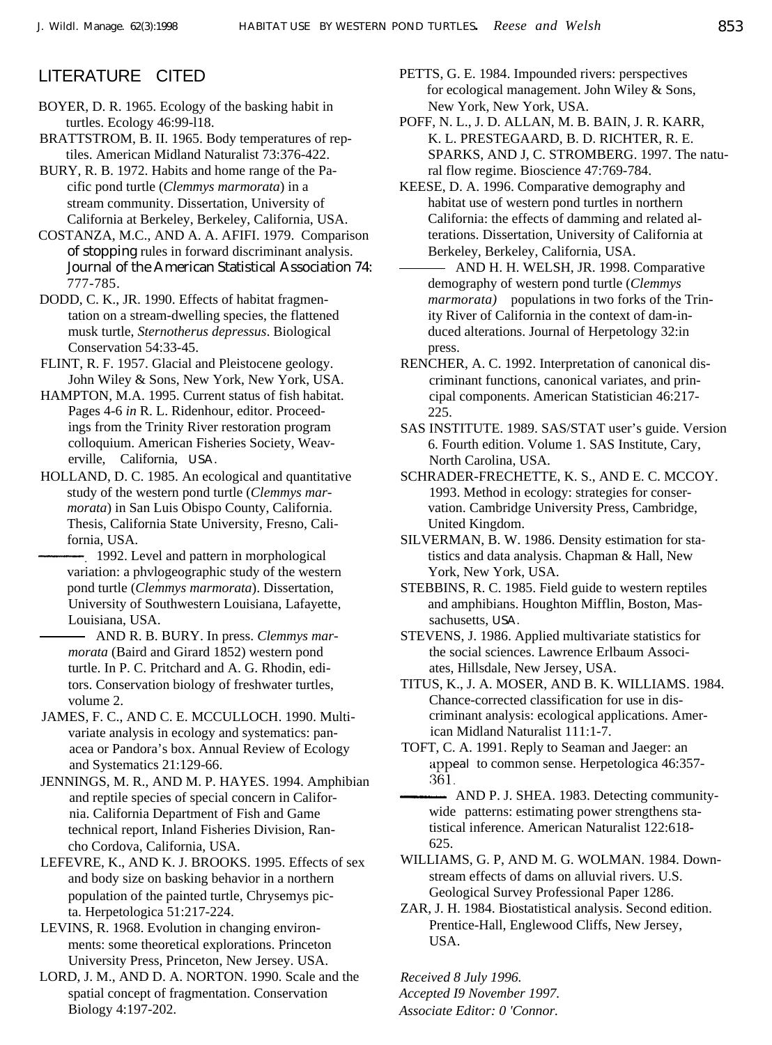## LITERATURE CITED

BOYER, D. R. 1965. Ecology of the basking habit in turtles. Ecology 46:99-l18.

BRATTSTROM, B. II. 1965. Body temperatures of reptiles. American Midland Naturalist 73:376-422.

BURY, R. B. 1972. Habits and home range of the Pacific pond turtle (*Clemmys marmorata*) in a stream community. Dissertation, University of California at Berkeley, Berkeley, California, USA.

COSTANZA, M.C., AND A. A. AFIFI. 1979. Comparison of stopping rules in forward discriminant analysis. Journal of the American Statistical Association 74: 777-785.

DODD, C. K., JR. 1990. Effects of habitat fragmentation on a stream-dwelling species, the flattened musk turtle, *Sternotherus depressus*. Biological Conservation 54:33-45.

FLINT, R. F. 1957. Glacial and Pleistocene geology. John Wiley & Sons, New York, New York, USA.

HAMPTON, M.A. 1995. Current status of fish habitat. Pages 4-6 *in* R. L. Ridenhour, editor. Proceedings from the Trinity River restoration program colloquium. American Fisheries Society, Weaverville, California, USA.

HOLLAND, D. C. 1985. An ecological and quantitative study of the western pond turtle (*Clemmys marmorata*) in San Luis Obispo County, California. Thesis, California State University, Fresno, California, USA.

———. 1992. Level and pattern in morphological variation: a phylogeographic study of the western pond turtle (*Clemmys marmorata*). Dissertation, University of Southwestern Louisiana, Lafayette, Louisiana, USA.

——— AND R. B. BURY. In press. *Clemmys marmorata* (Baird and Girard 1852) western pond turtle. In P. C. Pritchard and A. G. Rhodin, editors. Conservation biology of freshwater turtles, volume 2.

JAMES, F. C., AND C. E. MCCULLOCH. 1990. Multivariate analysis in ecology and systematics: panacea or Pandora's box. Annual Review of Ecology and Systematics 21:129-66.

JENNINGS, M. R., AND M. P. HAYES. 1994. Amphibian and reptile species of special concern in California. California Department of Fish and Game technical report, Inland Fisheries Division, Rancho Cordova, California, USA.

LEFEVRE, K., AND K. J. BROOKS. 1995. Effects of sex and body size on basking behavior in a northern population of the painted turtle, Chrysemys picta. Herpetologica 51:217-224.

LEVINS, R. 1968. Evolution in changing environments: some theoretical explorations. Princeton University Press, Princeton, New Jersey. USA.

LORD, J. M., AND D. A. NORTON. 1990. Scale and the spatial concept of fragmentation. Conservation Biology 4:197-202.

PETTS, G. E. 1984. Impounded rivers: perspectives for ecological management. John Wiley & Sons, New York, New York, USA.

POFF, N. L., J. D. ALLAN, M. B. BAIN, J. R. KARR, K. L. PRESTEGAARD, B. D. RICHTER, R. E. SPARKS, AND J, C. STROMBERG. 1997. The natural flow regime. Bioscience 47:769-784.

KEESE, D. A. 1996. Comparative demography and habitat use of western pond turtles in northern California: the effects of damming and related alterations. Dissertation, University of California at Berkeley, Berkeley, California, USA.

——— AND H. H. WELSH, JR. 1998. Comparative demography of western pond turtle (*Clemmys marmorata)* populations in two forks of the Trinity River of California in the context of dam-induced alterations. Journal of Herpetology 32:in press.

RENCHER, A. C. 1992. Interpretation of canonical discriminant functions, canonical variates, and principal components. American Statistician 46:217-225.

SAS INSTITUTE. 1989. SAS/STAT user's guide. Version 6. Fourth edition. Volume 1. SAS Institute, Cary, North Carolina, USA.

SCHRADER-FRECHETTE, K. S., AND E. C. MCCOY. 1993. Method in ecology: strategies for conservation. Cambridge University Press, Cambridge, United Kingdom.

SILVERMAN, B. W. 1986. Density estimation for statistics and data analysis. Chapman & Hall, New York, New York, USA.

STEBBINS, R. C. 1985. Field guide to western reptiles and amphibians. Houghton Mifflin, Boston, Massachusetts, USA.

STEVENS, J. 1986. Applied multivariate statistics for the social sciences. Lawrence Erlbaum Associates, Hillsdale, New Jersey, USA.

TITUS, K., J. A. MOSER, AND B. K. WILLIAMS. 1984. Chance-corrected classification for use in discriminant analysis: ecological applications. American Midland Naturalist 111:1-7.

TOFT, C. A. 1991. Reply to Seaman and Jaeger: an appeal to common sense. Herpetologica 46:357-361.

——— AND P. J. SHEA. 1983. Detecting community-wide patterns: estimating power strengthens statistical inference. American Naturalist 122:618-625.

WILLIAMS, G. P, AND M. G. WOLMAN. 1984. Downstream effects of dams on alluvial rivers. U.S. Geological Survey Professional Paper 1286.

ZAR, J. H. 1984. Biostatistical analysis. Second edition. Prentice-Hall, Englewood Cliffs, New Jersey, USA.

*Received 8 July 1996.*
*Accepted I9 November 1997.*
*Associate Editor: 0 'Connor.*